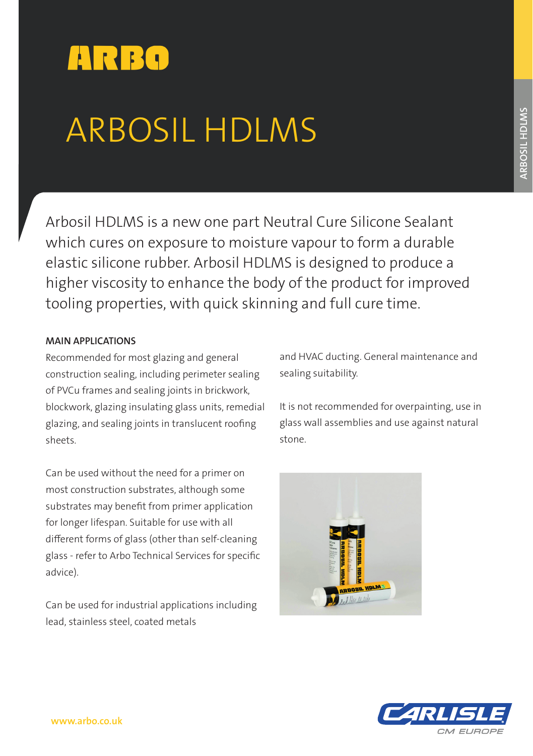ARBO

# ARBOSIL HDLMS

Arbosil HDLMS is a new one part Neutral Cure Silicone Sealant which cures on exposure to moisture vapour to form a durable elastic silicone rubber. Arbosil HDLMS is designed to produce a higher viscosity to enhance the body of the product for improved tooling properties, with quick skinning and full cure time.

## MAIN APPLICATIONS

Recommended for most glazing and general construction sealing, including perimeter sealing of PVCu frames and sealing joints in brickwork, blockwork, glazing insulating glass units, remedial glazing, and sealing joints in translucent roofing sheets.

Can be used without the need for a primer on most construction substrates, although some substrates may benefit from primer application for longer lifespan. Suitable for use with all different forms of glass (other than self-cleaning glass - refer to Arbo Technical Services for specific advice).

Can be used for industrial applications including lead, stainless steel, coated metals and HVAC ducting. General maintenance and sealing suitability.

It is not recommended for overpainting, use in glass wall assemblies and use against natural stone.

www.arbo.co.uk

CARLISLE CM EUROPE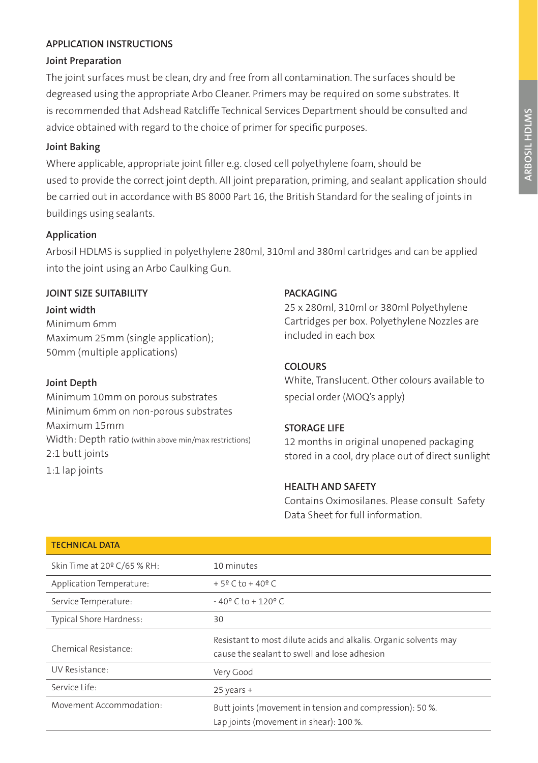## APPLICATION INSTRUCTIONS

### Joint Preparation

The joint surfaces must be clean, dry and free from all contamination. The surfaces should be degreased using the appropriate Arbo Cleaner. Primers may be required on some substrates. It is recommended that Adshead Ratcliffe Technical Services Department should be consulted and advice obtained with regard to the choice of primer for specific purposes.

### Joint Baking

Where applicable, appropriate joint filler e.g. closed cell polyethylene foam, should be used to provide the correct joint depth. All joint preparation, priming, and sealant application should be carried out in accordance with BS 8000 Part 16, the British Standard for the sealing of joints in buildings using sealants.

### Application

Arbosil HDLMS is supplied in polyethylene 280ml, 310ml and 380ml cartridges and can be applied into the joint using an Arbo Caulking Gun.

## JOINT SIZE SUITABILITY

### Joint width

Minimum 6mm
Maximum 25mm (single application);
50mm (multiple applications)

### Joint Depth

Minimum 10mm on porous substrates
Minimum 6mm on non-porous substrates
Maximum 15mm
Width: Depth ratio (within above min/max restrictions)
2:1 butt joints
1:1 lap joints

## PACKAGING

25 x 280ml, 310ml or 380ml Polyethylene Cartridges per box. Polyethylene Nozzles are included in each box

## COLOURS

White, Translucent. Other colours available to special order (MOQ's apply)

## STORAGE LIFE

12 months in original unopened packaging stored in a cool, dry place out of direct sunlight

## HEALTH AND SAFETY

Contains Oximosilanes. Please consult Safety Data Sheet for full information.

| TECHNICAL DATA | |
|---|---|
| Skin Time at 20º C/65 % RH: | 10 minutes |
| Application Temperature: | + 5º C to + 40º C |
| Service Temperature: | - 40º C to + 120º C |
| Typical Shore Hardness: | 30 |
| Chemical Resistance: | Resistant to most dilute acids and alkalis. Organic solvents may cause the sealant to swell and lose adhesion |
| UV Resistance: | Very Good |
| Service Life: | 25 years + |
| Movement Accommodation: | Butt joints (movement in tension and compression): 50 %.<br>Lap joints (movement in shear): 100 %. |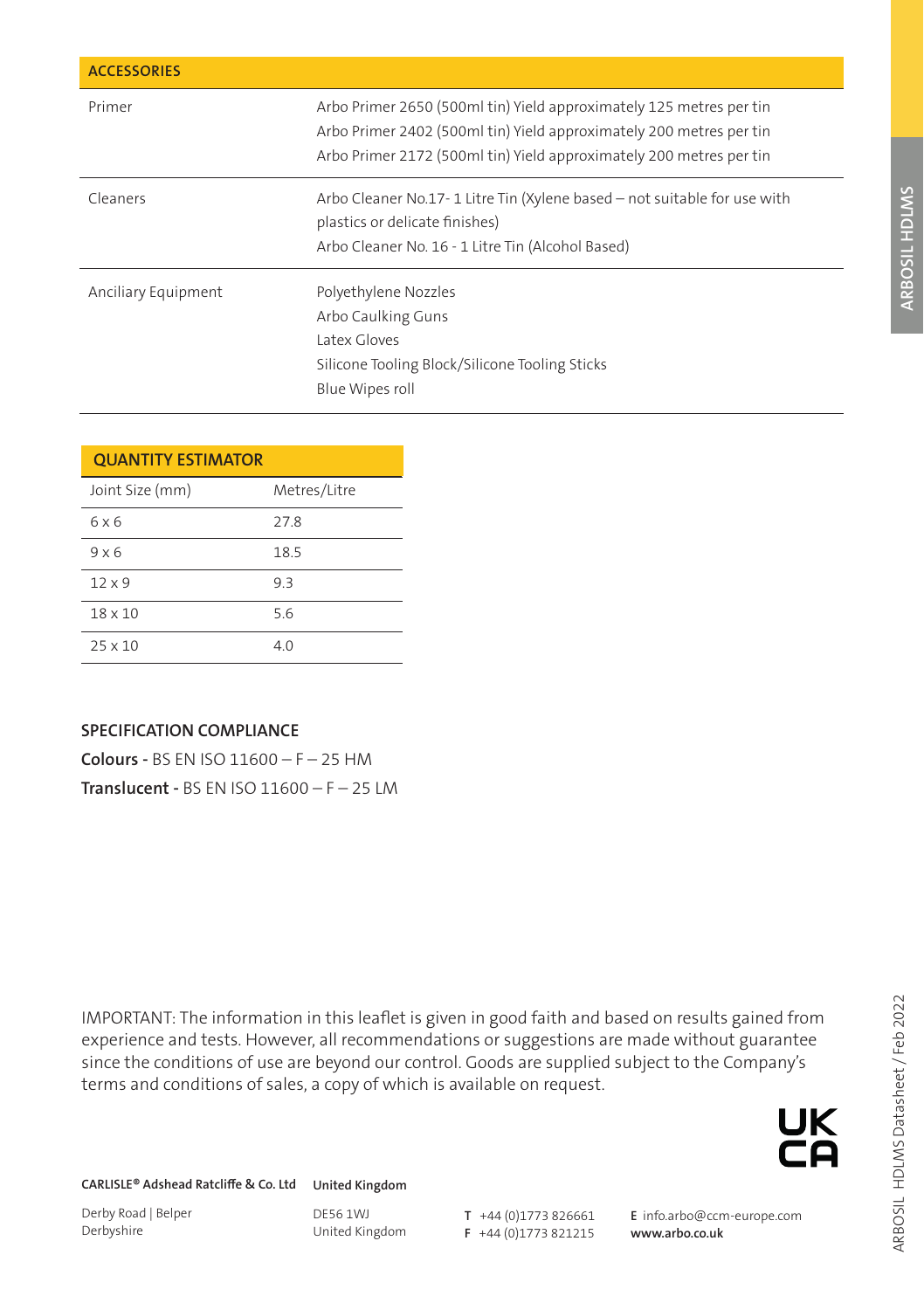| ACCESSORIES | |
|---|---|
| Primer | Arbo Primer 2650 (500ml tin) Yield approximately 125 metres per tin<br>Arbo Primer 2402 (500ml tin) Yield approximately 200 metres per tin<br>Arbo Primer 2172 (500ml tin) Yield approximately 200 metres per tin |
| Cleaners | Arbo Cleaner No.17- 1 Litre Tin (Xylene based – not suitable for use with plastics or delicate finishes)<br>Arbo Cleaner No. 16 - 1 Litre Tin (Alcohol Based) |
| Anciliary Equipment | Polyethylene Nozzles<br>Arbo Caulking Guns<br>Latex Gloves<br>Silicone Tooling Block/Silicone Tooling Sticks<br>Blue Wipes roll |

## QUANTITY ESTIMATOR

| Joint Size (mm) | Metres/Litre |
|---|---|
| 6 x 6 | 27.8 |
| 9 x 6 | 18.5 |
| 12 x 9 | 9.3 |
| 18 x 10 | 5.6 |
| 25 x 10 | 4.0 |

## SPECIFICATION COMPLIANCE

**Colours -** BS EN ISO 11600 – F – 25 HM

**Translucent -** BS EN ISO 11600 – F – 25 LM

IMPORTANT: The information in this leaflet is given in good faith and based on results gained from experience and tests. However, all recommendations or suggestions are made without guarantee since the conditions of use are beyond our control. Goods are supplied subject to the Company's terms and conditions of sales, a copy of which is available on request.

UK CA

**CARLISLE® Adshead Ratcliffe & Co. Ltd** **United Kingdom**

Derby Road | Belper
Derbyshire

DE56 1WJ
United Kingdom

**T** +44 (0)1773 826661
**F** +44 (0)1773 821215

**E** info.arbo@ccm-europe.com
**www.arbo.co.uk**

ARBOSIL HDLMS Datasheet / Feb 2022